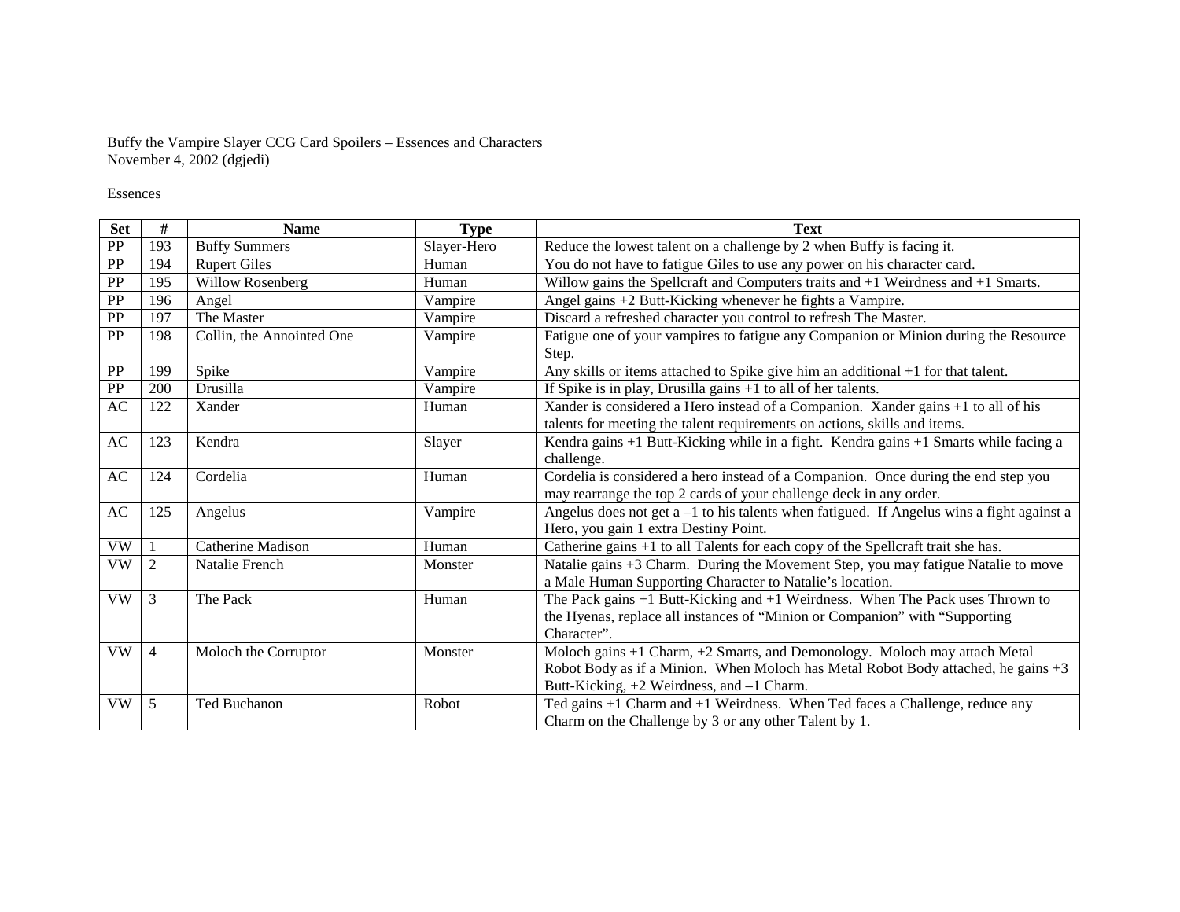Buffy the Vampire Slayer CCG Card Spoilers – Essences and Characters
November 4, 2002 (dgjedi)

Essences

| Set | # | Name | Type | Text |
|---|---|---|---|---|
| PP | 193 | Buffy Summers | Slayer-Hero | Reduce the lowest talent on a challenge by 2 when Buffy is facing it. |
| PP | 194 | Rupert Giles | Human | You do not have to fatigue Giles to use any power on his character card. |
| PP | 195 | Willow Rosenberg | Human | Willow gains the Spellcraft and Computers traits and +1 Weirdness and +1 Smarts. |
| PP | 196 | Angel | Vampire | Angel gains +2 Butt-Kicking whenever he fights a Vampire. |
| PP | 197 | The Master | Vampire | Discard a refreshed character you control to refresh The Master. |
| PP | 198 | Collin, the Annointed One | Vampire | Fatigue one of your vampires to fatigue any Companion or Minion during the Resource Step. |
| PP | 199 | Spike | Vampire | Any skills or items attached to Spike give him an additional +1 for that talent. |
| PP | 200 | Drusilla | Vampire | If Spike is in play, Drusilla gains +1 to all of her talents. |
| AC | 122 | Xander | Human | Xander is considered a Hero instead of a Companion. Xander gains +1 to all of his talents for meeting the talent requirements on actions, skills and items. |
| AC | 123 | Kendra | Slayer | Kendra gains +1 Butt-Kicking while in a fight. Kendra gains +1 Smarts while facing a challenge. |
| AC | 124 | Cordelia | Human | Cordelia is considered a hero instead of a Companion. Once during the end step you may rearrange the top 2 cards of your challenge deck in any order. |
| AC | 125 | Angelus | Vampire | Angelus does not get a –1 to his talents when fatigued. If Angelus wins a fight against a Hero, you gain 1 extra Destiny Point. |
| VW | 1 | Catherine Madison | Human | Catherine gains +1 to all Talents for each copy of the Spellcraft trait she has. |
| VW | 2 | Natalie French | Monster | Natalie gains +3 Charm. During the Movement Step, you may fatigue Natalie to move a Male Human Supporting Character to Natalie's location. |
| VW | 3 | The Pack | Human | The Pack gains +1 Butt-Kicking and +1 Weirdness. When The Pack uses Thrown to the Hyenas, replace all instances of "Minion or Companion" with "Supporting Character". |
| VW | 4 | Moloch the Corruptor | Monster | Moloch gains +1 Charm, +2 Smarts, and Demonology. Moloch may attach Metal Robot Body as if a Minion. When Moloch has Metal Robot Body attached, he gains +3 Butt-Kicking, +2 Weirdness, and –1 Charm. |
| VW | 5 | Ted Buchanon | Robot | Ted gains +1 Charm and +1 Weirdness. When Ted faces a Challenge, reduce any Charm on the Challenge by 3 or any other Talent by 1. |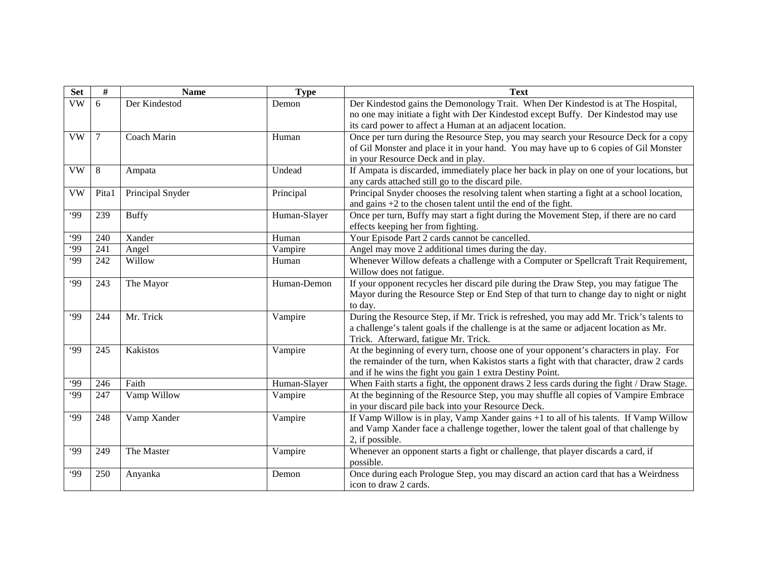| Set | # | Name | Type | Text |
|---|---|---|---|---|
| VW | 6 | Der Kindestod | Demon | Der Kindestod gains the Demonology Trait. When Der Kindestod is at The Hospital, no one may initiate a fight with Der Kindestod except Buffy. Der Kindestod may use its card power to affect a Human at an adjacent location. |
| VW | 7 | Coach Marin | Human | Once per turn during the Resource Step, you may search your Resource Deck for a copy of Gil Monster and place it in your hand. You may have up to 6 copies of Gil Monster in your Resource Deck and in play. |
| VW | 8 | Ampata | Undead | If Ampata is discarded, immediately place her back in play on one of your locations, but any cards attached still go to the discard pile. |
| VW | Pita1 | Principal Snyder | Principal | Principal Snyder chooses the resolving talent when starting a fight at a school location, and gains +2 to the chosen talent until the end of the fight. |
| '99 | 239 | Buffy | Human-Slayer | Once per turn, Buffy may start a fight during the Movement Step, if there are no card effects keeping her from fighting. |
| '99 | 240 | Xander | Human | Your Episode Part 2 cards cannot be cancelled. |
| '99 | 241 | Angel | Vampire | Angel may move 2 additional times during the day. |
| '99 | 242 | Willow | Human | Whenever Willow defeats a challenge with a Computer or Spellcraft Trait Requirement, Willow does not fatigue. |
| '99 | 243 | The Mayor | Human-Demon | If your opponent recycles her discard pile during the Draw Step, you may fatigue The Mayor during the Resource Step or End Step of that turn to change day to night or night to day. |
| '99 | 244 | Mr. Trick | Vampire | During the Resource Step, if Mr. Trick is refreshed, you may add Mr. Trick's talents to a challenge's talent goals if the challenge is at the same or adjacent location as Mr. Trick. Afterward, fatigue Mr. Trick. |
| '99 | 245 | Kakistos | Vampire | At the beginning of every turn, choose one of your opponent's characters in play. For the remainder of the turn, when Kakistos starts a fight with that character, draw 2 cards and if he wins the fight you gain 1 extra Destiny Point. |
| '99 | 246 | Faith | Human-Slayer | When Faith starts a fight, the opponent draws 2 less cards during the fight / Draw Stage. |
| '99 | 247 | Vamp Willow | Vampire | At the beginning of the Resource Step, you may shuffle all copies of Vampire Embrace in your discard pile back into your Resource Deck. |
| '99 | 248 | Vamp Xander | Vampire | If Vamp Willow is in play, Vamp Xander gains +1 to all of his talents. If Vamp Willow and Vamp Xander face a challenge together, lower the talent goal of that challenge by 2, if possible. |
| '99 | 249 | The Master | Vampire | Whenever an opponent starts a fight or challenge, that player discards a card, if possible. |
| '99 | 250 | Anyanka | Demon | Once during each Prologue Step, you may discard an action card that has a Weirdness icon to draw 2 cards. |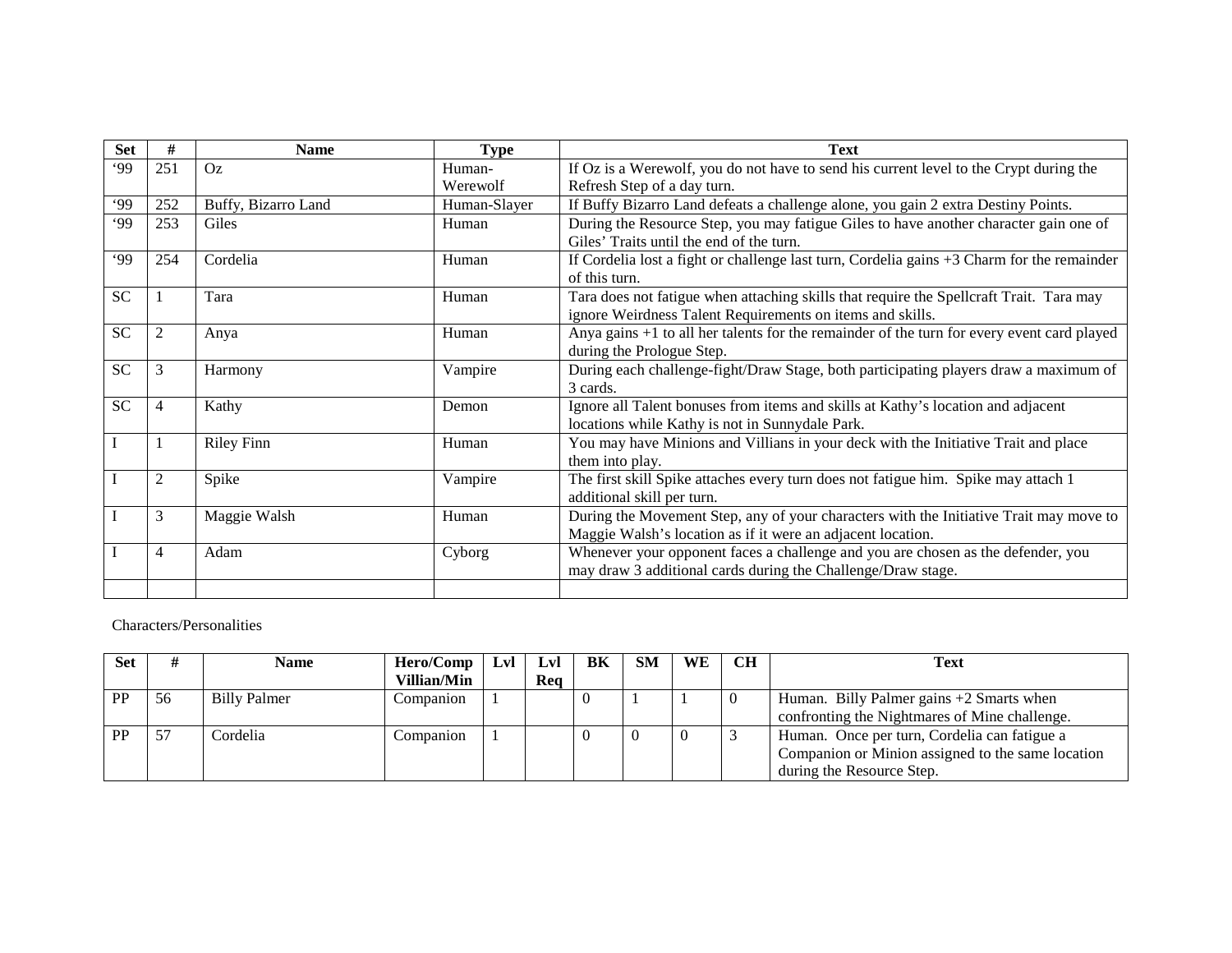| Set | # | Name | Type | Text |
|---|---|---|---|---|
| '99 | 251 | Oz | Human-Werewolf | If Oz is a Werewolf, you do not have to send his current level to the Crypt during the Refresh Step of a day turn. |
| '99 | 252 | Buffy, Bizarro Land | Human-Slayer | If Buffy Bizarro Land defeats a challenge alone, you gain 2 extra Destiny Points. |
| '99 | 253 | Giles | Human | During the Resource Step, you may fatigue Giles to have another character gain one of Giles' Traits until the end of the turn. |
| '99 | 254 | Cordelia | Human | If Cordelia lost a fight or challenge last turn, Cordelia gains +3 Charm for the remainder of this turn. |
| SC | 1 | Tara | Human | Tara does not fatigue when attaching skills that require the Spellcraft Trait. Tara may ignore Weirdness Talent Requirements on items and skills. |
| SC | 2 | Anya | Human | Anya gains +1 to all her talents for the remainder of the turn for every event card played during the Prologue Step. |
| SC | 3 | Harmony | Vampire | During each challenge-fight/Draw Stage, both participating players draw a maximum of 3 cards. |
| SC | 4 | Kathy | Demon | Ignore all Talent bonuses from items and skills at Kathy's location and adjacent locations while Kathy is not in Sunnydale Park. |
| I | 1 | Riley Finn | Human | You may have Minions and Villians in your deck with the Initiative Trait and place them into play. |
| I | 2 | Spike | Vampire | The first skill Spike attaches every turn does not fatigue him. Spike may attach 1 additional skill per turn. |
| I | 3 | Maggie Walsh | Human | During the Movement Step, any of your characters with the Initiative Trait may move to Maggie Walsh's location as if it were an adjacent location. |
| I | 4 | Adam | Cyborg | Whenever your opponent faces a challenge and you are chosen as the defender, you may draw 3 additional cards during the Challenge/Draw stage. |
| | | | | |

Characters/Personalities

| Set | # | Name | Hero/Comp Villian/Min | Lvl | Lvl Req | BK | SM | WE | CH | Text |
|---|---|---|---|---|---|---|---|---|---|---|
| PP | 56 | Billy Palmer | Companion | 1 | | 0 | 1 | 1 | 0 | Human. Billy Palmer gains +2 Smarts when confronting the Nightmares of Mine challenge. |
| PP | 57 | Cordelia | Companion | 1 | | 0 | 0 | 0 | 3 | Human. Once per turn, Cordelia can fatigue a Companion or Minion assigned to the same location during the Resource Step. |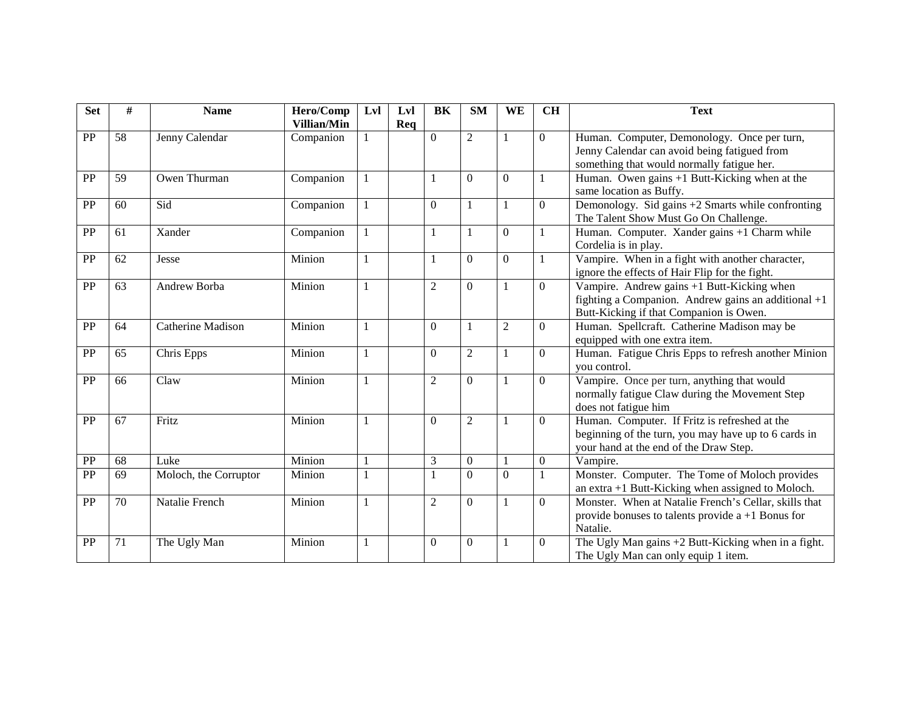| Set | # | Name | Hero/Comp Villian/Min | Lvl | Lvl Req | BK | SM | WE | CH | Text |
|---|---|---|---|---|---|---|---|---|---|---|
| PP | 58 | Jenny Calendar | Companion | 1 | | 0 | 2 | 1 | 0 | Human. Computer, Demonology. Once per turn, Jenny Calendar can avoid being fatigued from something that would normally fatigue her. |
| PP | 59 | Owen Thurman | Companion | 1 | | 1 | 0 | 0 | 1 | Human. Owen gains +1 Butt-Kicking when at the same location as Buffy. |
| PP | 60 | Sid | Companion | 1 | | 0 | 1 | 1 | 0 | Demonology. Sid gains +2 Smarts while confronting The Talent Show Must Go On Challenge. |
| PP | 61 | Xander | Companion | 1 | | 1 | 1 | 0 | 1 | Human. Computer. Xander gains +1 Charm while Cordelia is in play. |
| PP | 62 | Jesse | Minion | 1 | | 1 | 0 | 0 | 1 | Vampire. When in a fight with another character, ignore the effects of Hair Flip for the fight. |
| PP | 63 | Andrew Borba | Minion | 1 | | 2 | 0 | 1 | 0 | Vampire. Andrew gains +1 Butt-Kicking when fighting a Companion. Andrew gains an additional +1 Butt-Kicking if that Companion is Owen. |
| PP | 64 | Catherine Madison | Minion | 1 | | 0 | 1 | 2 | 0 | Human. Spellcraft. Catherine Madison may be equipped with one extra item. |
| PP | 65 | Chris Epps | Minion | 1 | | 0 | 2 | 1 | 0 | Human. Fatigue Chris Epps to refresh another Minion you control. |
| PP | 66 | Claw | Minion | 1 | | 2 | 0 | 1 | 0 | Vampire. Once per turn, anything that would normally fatigue Claw during the Movement Step does not fatigue him |
| PP | 67 | Fritz | Minion | 1 | | 0 | 2 | 1 | 0 | Human. Computer. If Fritz is refreshed at the beginning of the turn, you may have up to 6 cards in your hand at the end of the Draw Step. |
| PP | 68 | Luke | Minion | 1 | | 3 | 0 | 1 | 0 | Vampire. |
| PP | 69 | Moloch, the Corruptor | Minion | 1 | | 1 | 0 | 0 | 1 | Monster. Computer. The Tome of Moloch provides an extra +1 Butt-Kicking when assigned to Moloch. |
| PP | 70 | Natalie French | Minion | 1 | | 2 | 0 | 1 | 0 | Monster. When at Natalie French's Cellar, skills that provide bonuses to talents provide a +1 Bonus for Natalie. |
| PP | 71 | The Ugly Man | Minion | 1 | | 0 | 0 | 1 | 0 | The Ugly Man gains +2 Butt-Kicking when in a fight. The Ugly Man can only equip 1 item. |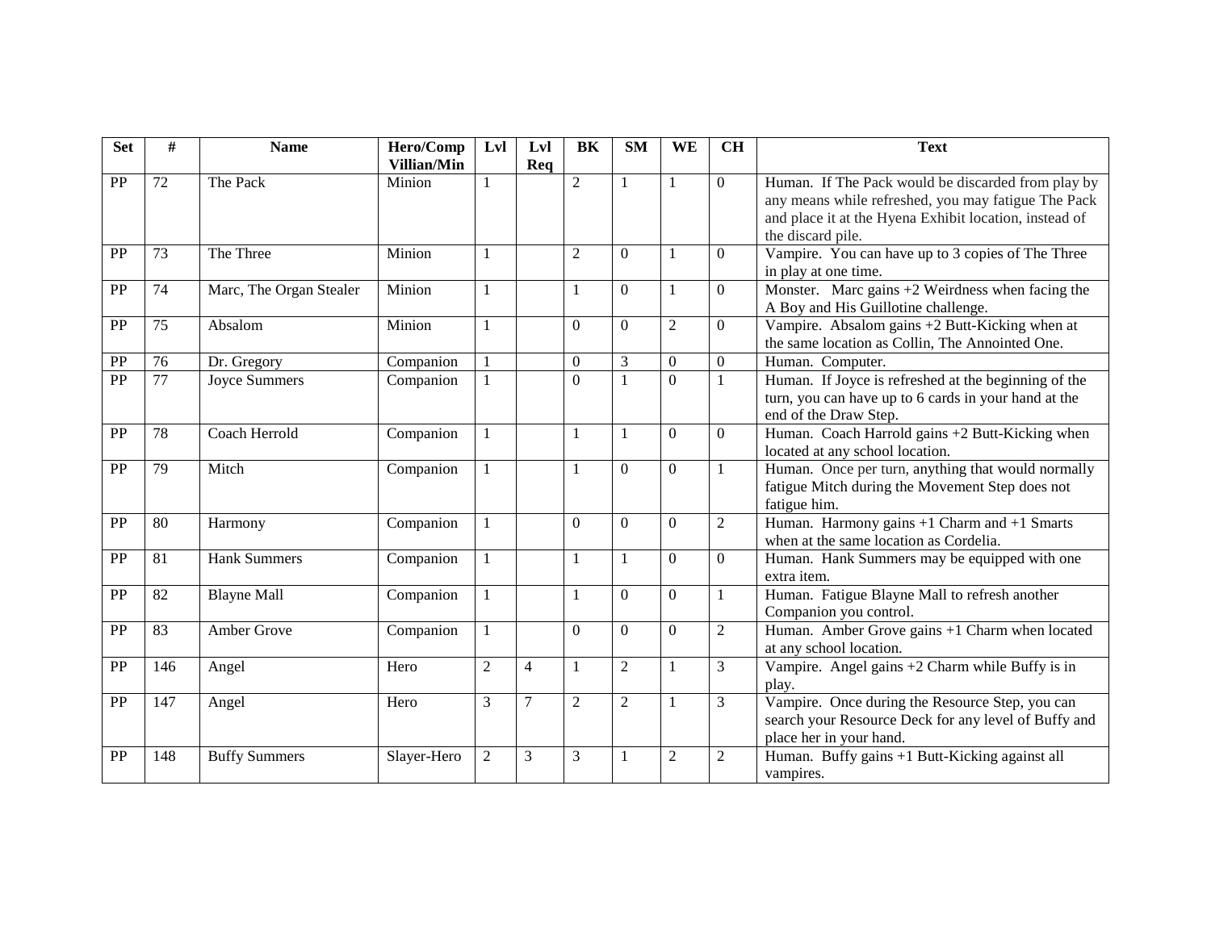| Set | # | Name | Hero/Comp Villian/Min | Lvl | Lvl Req | BK | SM | WE | CH | Text |
|---|---|---|---|---|---|---|---|---|---|---|
| PP | 72 | The Pack | Minion | 1 | | 2 | 1 | 1 | 0 | Human. If The Pack would be discarded from play by any means while refreshed, you may fatigue The Pack and place it at the Hyena Exhibit location, instead of the discard pile. |
| PP | 73 | The Three | Minion | 1 | | 2 | 0 | 1 | 0 | Vampire. You can have up to 3 copies of The Three in play at one time. |
| PP | 74 | Marc, The Organ Stealer | Minion | 1 | | 1 | 0 | 1 | 0 | Monster. Marc gains +2 Weirdness when facing the A Boy and His Guillotine challenge. |
| PP | 75 | Absalom | Minion | 1 | | 0 | 0 | 2 | 0 | Vampire. Absalom gains +2 Butt-Kicking when at the same location as Collin, The Annointed One. |
| PP | 76 | Dr. Gregory | Companion | 1 | | 0 | 3 | 0 | 0 | Human. Computer. |
| PP | 77 | Joyce Summers | Companion | 1 | | 0 | 1 | 0 | 1 | Human. If Joyce is refreshed at the beginning of the turn, you can have up to 6 cards in your hand at the end of the Draw Step. |
| PP | 78 | Coach Herrold | Companion | 1 | | 1 | 1 | 0 | 0 | Human. Coach Harrold gains +2 Butt-Kicking when located at any school location. |
| PP | 79 | Mitch | Companion | 1 | | 1 | 0 | 0 | 1 | Human. Once per turn, anything that would normally fatigue Mitch during the Movement Step does not fatigue him. |
| PP | 80 | Harmony | Companion | 1 | | 0 | 0 | 0 | 2 | Human. Harmony gains +1 Charm and +1 Smarts when at the same location as Cordelia. |
| PP | 81 | Hank Summers | Companion | 1 | | 1 | 1 | 0 | 0 | Human. Hank Summers may be equipped with one extra item. |
| PP | 82 | Blayne Mall | Companion | 1 | | 1 | 0 | 0 | 1 | Human. Fatigue Blayne Mall to refresh another Companion you control. |
| PP | 83 | Amber Grove | Companion | 1 | | 0 | 0 | 0 | 2 | Human. Amber Grove gains +1 Charm when located at any school location. |
| PP | 146 | Angel | Hero | 2 | 4 | 1 | 2 | 1 | 3 | Vampire. Angel gains +2 Charm while Buffy is in play. |
| PP | 147 | Angel | Hero | 3 | 7 | 2 | 2 | 1 | 3 | Vampire. Once during the Resource Step, you can search your Resource Deck for any level of Buffy and place her in your hand. |
| PP | 148 | Buffy Summers | Slayer-Hero | 2 | 3 | 3 | 1 | 2 | 2 | Human. Buffy gains +1 Butt-Kicking against all vampires. |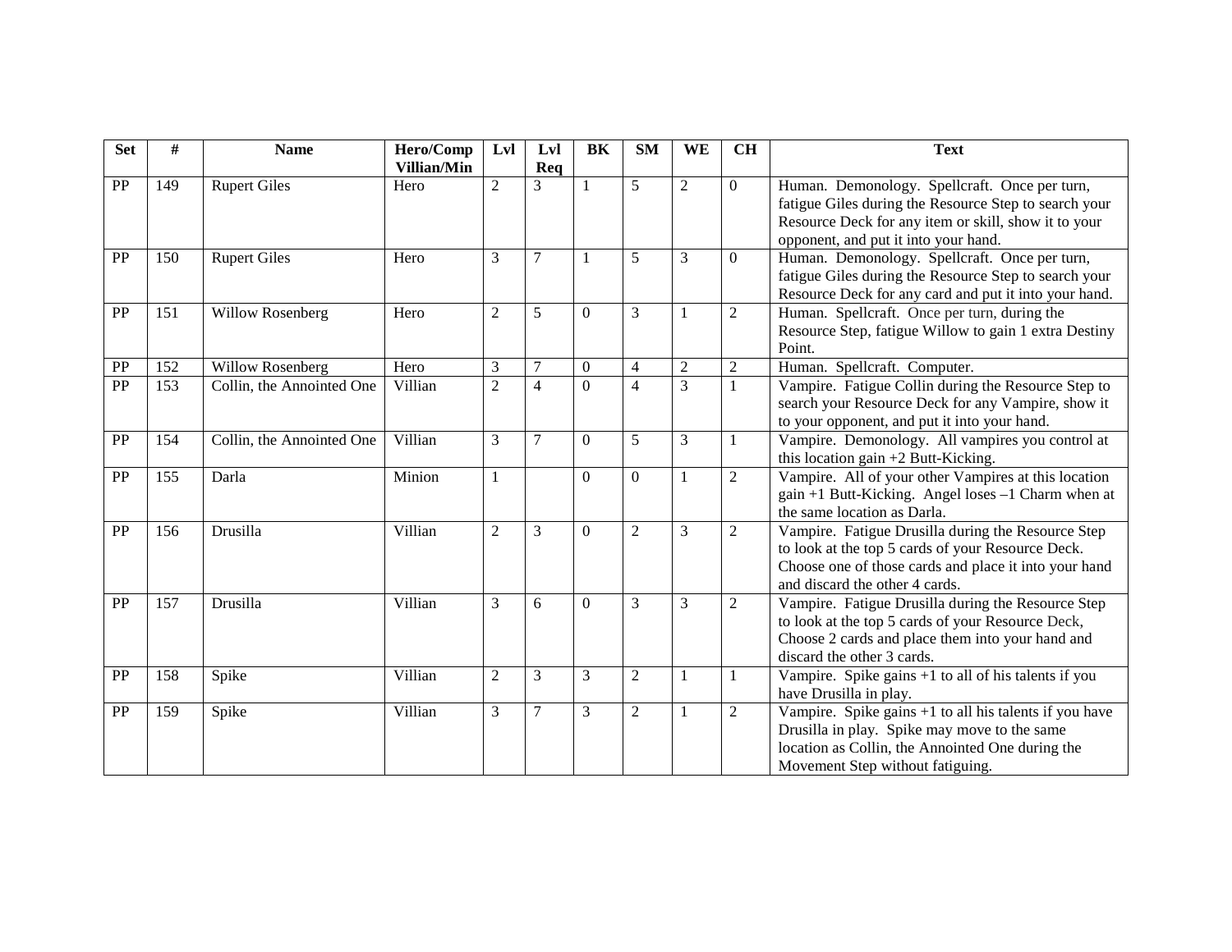| Set | # | Name | Hero/Comp Villian/Min | Lvl | Lvl Req | BK | SM | WE | CH | Text |
|---|---|---|---|---|---|---|---|---|---|---|
| PP | 149 | Rupert Giles | Hero | 2 | 3 | 1 | 5 | 2 | 0 | Human. Demonology. Spellcraft. Once per turn, fatigue Giles during the Resource Step to search your Resource Deck for any item or skill, show it to your opponent, and put it into your hand. |
| PP | 150 | Rupert Giles | Hero | 3 | 7 | 1 | 5 | 3 | 0 | Human. Demonology. Spellcraft. Once per turn, fatigue Giles during the Resource Step to search your Resource Deck for any card and put it into your hand. |
| PP | 151 | Willow Rosenberg | Hero | 2 | 5 | 0 | 3 | 1 | 2 | Human. Spellcraft. Once per turn, during the Resource Step, fatigue Willow to gain 1 extra Destiny Point. |
| PP | 152 | Willow Rosenberg | Hero | 3 | 7 | 0 | 4 | 2 | 2 | Human. Spellcraft. Computer. |
| PP | 153 | Collin, the Annointed One | Villian | 2 | 4 | 0 | 4 | 3 | 1 | Vampire. Fatigue Collin during the Resource Step to search your Resource Deck for any Vampire, show it to your opponent, and put it into your hand. |
| PP | 154 | Collin, the Annointed One | Villian | 3 | 7 | 0 | 5 | 3 | 1 | Vampire. Demonology. All vampires you control at this location gain +2 Butt-Kicking. |
| PP | 155 | Darla | Minion | 1 | | 0 | 0 | 1 | 2 | Vampire. All of your other Vampires at this location gain +1 Butt-Kicking. Angel loses –1 Charm when at the same location as Darla. |
| PP | 156 | Drusilla | Villian | 2 | 3 | 0 | 2 | 3 | 2 | Vampire. Fatigue Drusilla during the Resource Step to look at the top 5 cards of your Resource Deck. Choose one of those cards and place it into your hand and discard the other 4 cards. |
| PP | 157 | Drusilla | Villian | 3 | 6 | 0 | 3 | 3 | 2 | Vampire. Fatigue Drusilla during the Resource Step to look at the top 5 cards of your Resource Deck, Choose 2 cards and place them into your hand and discard the other 3 cards. |
| PP | 158 | Spike | Villian | 2 | 3 | 3 | 2 | 1 | 1 | Vampire. Spike gains +1 to all of his talents if you have Drusilla in play. |
| PP | 159 | Spike | Villian | 3 | 7 | 3 | 2 | 1 | 2 | Vampire. Spike gains +1 to all his talents if you have Drusilla in play. Spike may move to the same location as Collin, the Annointed One during the Movement Step without fatiguing. |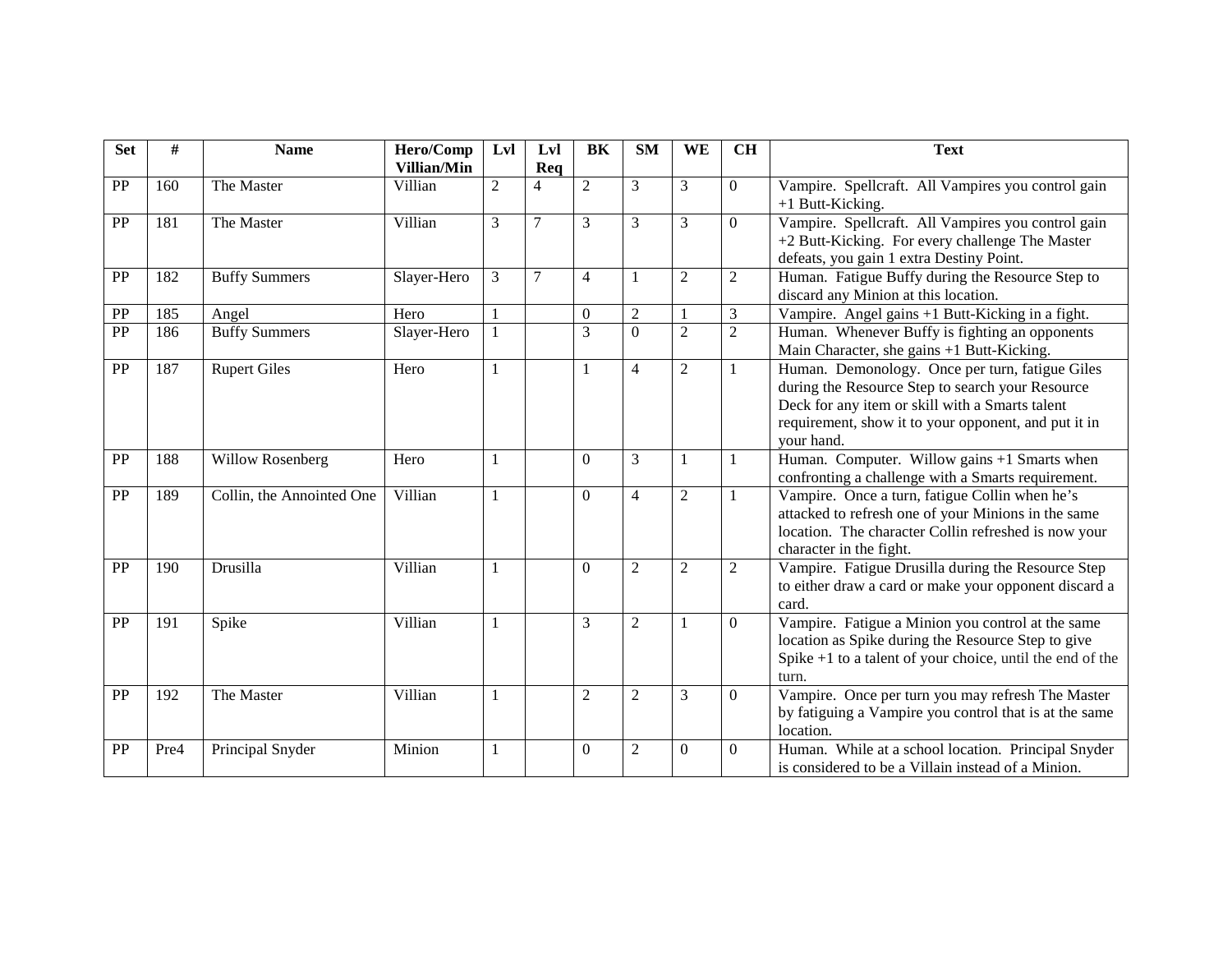| Set | # | Name | Hero/Comp Villian/Min | Lvl | Lvl Req | BK | SM | WE | CH | Text |
|---|---|---|---|---|---|---|---|---|---|---|
| PP | 160 | The Master | Villian | 2 | 4 | 2 | 3 | 3 | 0 | Vampire. Spellcraft. All Vampires you control gain +1 Butt-Kicking. |
| PP | 181 | The Master | Villian | 3 | 7 | 3 | 3 | 3 | 0 | Vampire. Spellcraft. All Vampires you control gain +2 Butt-Kicking. For every challenge The Master defeats, you gain 1 extra Destiny Point. |
| PP | 182 | Buffy Summers | Slayer-Hero | 3 | 7 | 4 | 1 | 2 | 2 | Human. Fatigue Buffy during the Resource Step to discard any Minion at this location. |
| PP | 185 | Angel | Hero | 1 | | 0 | 2 | 1 | 3 | Vampire. Angel gains +1 Butt-Kicking in a fight. |
| PP | 186 | Buffy Summers | Slayer-Hero | 1 | | 3 | 0 | 2 | 2 | Human. Whenever Buffy is fighting an opponents Main Character, she gains +1 Butt-Kicking. |
| PP | 187 | Rupert Giles | Hero | 1 | | 1 | 4 | 2 | 1 | Human. Demonology. Once per turn, fatigue Giles during the Resource Step to search your Resource Deck for any item or skill with a Smarts talent requirement, show it to your opponent, and put it in your hand. |
| PP | 188 | Willow Rosenberg | Hero | 1 | | 0 | 3 | 1 | 1 | Human. Computer. Willow gains +1 Smarts when confronting a challenge with a Smarts requirement. |
| PP | 189 | Collin, the Annointed One | Villian | 1 | | 0 | 4 | 2 | 1 | Vampire. Once a turn, fatigue Collin when he's attacked to refresh one of your Minions in the same location. The character Collin refreshed is now your character in the fight. |
| PP | 190 | Drusilla | Villian | 1 | | 0 | 2 | 2 | 2 | Vampire. Fatigue Drusilla during the Resource Step to either draw a card or make your opponent discard a card. |
| PP | 191 | Spike | Villian | 1 | | 3 | 2 | 1 | 0 | Vampire. Fatigue a Minion you control at the same location as Spike during the Resource Step to give Spike +1 to a talent of your choice, until the end of the turn. |
| PP | 192 | The Master | Villian | 1 | | 2 | 2 | 3 | 0 | Vampire. Once per turn you may refresh The Master by fatiguing a Vampire you control that is at the same location. |
| PP | Pre4 | Principal Snyder | Minion | 1 | | 0 | 2 | 0 | 0 | Human. While at a school location. Principal Snyder is considered to be a Villain instead of a Minion. |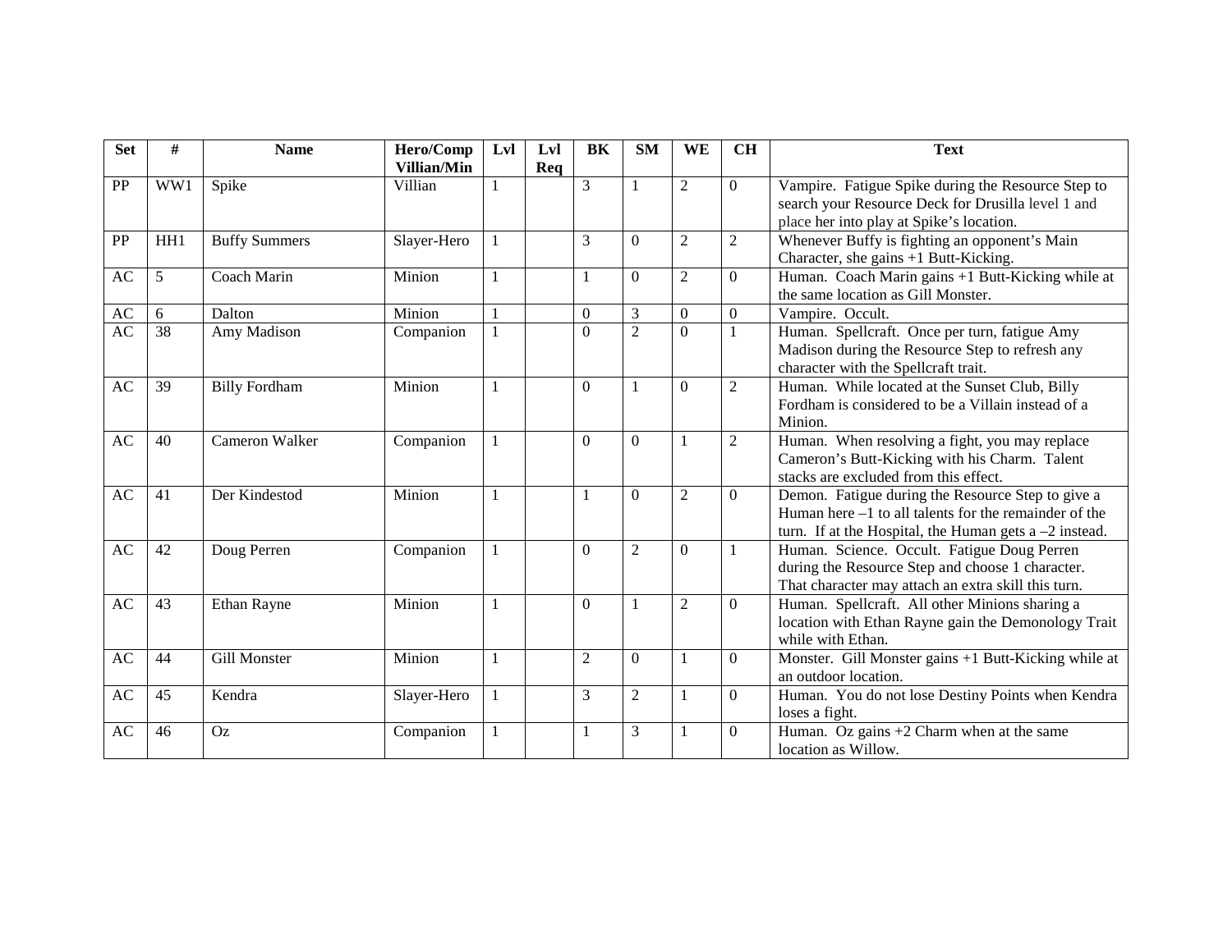| Set | # | Name | Hero/Comp Villian/Min | Lvl | Lvl Req | BK | SM | WE | CH | Text |
|---|---|---|---|---|---|---|---|---|---|---|
| PP | WW1 | Spike | Villian | 1 | | 3 | 1 | 2 | 0 | Vampire. Fatigue Spike during the Resource Step to search your Resource Deck for Drusilla level 1 and place her into play at Spike's location. |
| PP | HH1 | Buffy Summers | Slayer-Hero | 1 | | 3 | 0 | 2 | 2 | Whenever Buffy is fighting an opponent's Main Character, she gains +1 Butt-Kicking. |
| AC | 5 | Coach Marin | Minion | 1 | | 1 | 0 | 2 | 0 | Human. Coach Marin gains +1 Butt-Kicking while at the same location as Gill Monster. |
| AC | 6 | Dalton | Minion | 1 | | 0 | 3 | 0 | 0 | Vampire. Occult. |
| AC | 38 | Amy Madison | Companion | 1 | | 0 | 2 | 0 | 1 | Human. Spellcraft. Once per turn, fatigue Amy Madison during the Resource Step to refresh any character with the Spellcraft trait. |
| AC | 39 | Billy Fordham | Minion | 1 | | 0 | 1 | 0 | 2 | Human. While located at the Sunset Club, Billy Fordham is considered to be a Villain instead of a Minion. |
| AC | 40 | Cameron Walker | Companion | 1 | | 0 | 0 | 1 | 2 | Human. When resolving a fight, you may replace Cameron's Butt-Kicking with his Charm. Talent stacks are excluded from this effect. |
| AC | 41 | Der Kindestod | Minion | 1 | | 1 | 0 | 2 | 0 | Demon. Fatigue during the Resource Step to give a Human here –1 to all talents for the remainder of the turn. If at the Hospital, the Human gets a –2 instead. |
| AC | 42 | Doug Perren | Companion | 1 | | 0 | 2 | 0 | 1 | Human. Science. Occult. Fatigue Doug Perren during the Resource Step and choose 1 character. That character may attach an extra skill this turn. |
| AC | 43 | Ethan Rayne | Minion | 1 | | 0 | 1 | 2 | 0 | Human. Spellcraft. All other Minions sharing a location with Ethan Rayne gain the Demonology Trait while with Ethan. |
| AC | 44 | Gill Monster | Minion | 1 | | 2 | 0 | 1 | 0 | Monster. Gill Monster gains +1 Butt-Kicking while at an outdoor location. |
| AC | 45 | Kendra | Slayer-Hero | 1 | | 3 | 2 | 1 | 0 | Human. You do not lose Destiny Points when Kendra loses a fight. |
| AC | 46 | Oz | Companion | 1 | | 1 | 3 | 1 | 0 | Human. Oz gains +2 Charm when at the same location as Willow. |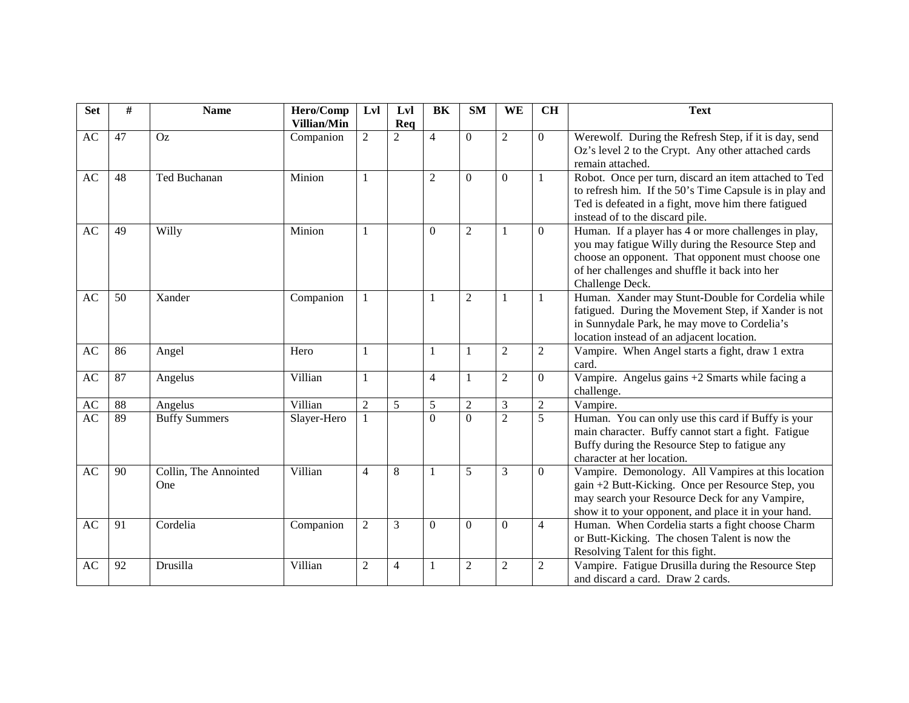| Set | # | Name | Hero/Comp Villian/Min | Lvl | Lvl Req | BK | SM | WE | CH | Text |
|---|---|---|---|---|---|---|---|---|---|---|
| AC | 47 | Oz | Companion | 2 | 2 | 4 | 0 | 2 | 0 | Werewolf. During the Refresh Step, if it is day, send Oz's level 2 to the Crypt. Any other attached cards remain attached. |
| AC | 48 | Ted Buchanan | Minion | 1 | | 2 | 0 | 0 | 1 | Robot. Once per turn, discard an item attached to Ted to refresh him. If the 50's Time Capsule is in play and Ted is defeated in a fight, move him there fatigued instead of to the discard pile. |
| AC | 49 | Willy | Minion | 1 | | 0 | 2 | 1 | 0 | Human. If a player has 4 or more challenges in play, you may fatigue Willy during the Resource Step and choose an opponent. That opponent must choose one of her challenges and shuffle it back into her Challenge Deck. |
| AC | 50 | Xander | Companion | 1 | | 1 | 2 | 1 | 1 | Human. Xander may Stunt-Double for Cordelia while fatigued. During the Movement Step, if Xander is not in Sunnydale Park, he may move to Cordelia's location instead of an adjacent location. |
| AC | 86 | Angel | Hero | 1 | | 1 | 1 | 2 | 2 | Vampire. When Angel starts a fight, draw 1 extra card. |
| AC | 87 | Angelus | Villian | 1 | | 4 | 1 | 2 | 0 | Vampire. Angelus gains +2 Smarts while facing a challenge. |
| AC | 88 | Angelus | Villian | 2 | 5 | 5 | 2 | 3 | 2 | Vampire. |
| AC | 89 | Buffy Summers | Slayer-Hero | 1 | | 0 | 0 | 2 | 5 | Human. You can only use this card if Buffy is your main character. Buffy cannot start a fight. Fatigue Buffy during the Resource Step to fatigue any character at her location. |
| AC | 90 | Collin, The Annointed One | Villian | 4 | 8 | 1 | 5 | 3 | 0 | Vampire. Demonology. All Vampires at this location gain +2 Butt-Kicking. Once per Resource Step, you may search your Resource Deck for any Vampire, show it to your opponent, and place it in your hand. |
| AC | 91 | Cordelia | Companion | 2 | 3 | 0 | 0 | 0 | 4 | Human. When Cordelia starts a fight choose Charm or Butt-Kicking. The chosen Talent is now the Resolving Talent for this fight. |
| AC | 92 | Drusilla | Villian | 2 | 4 | 1 | 2 | 2 | 2 | Vampire. Fatigue Drusilla during the Resource Step and discard a card. Draw 2 cards. |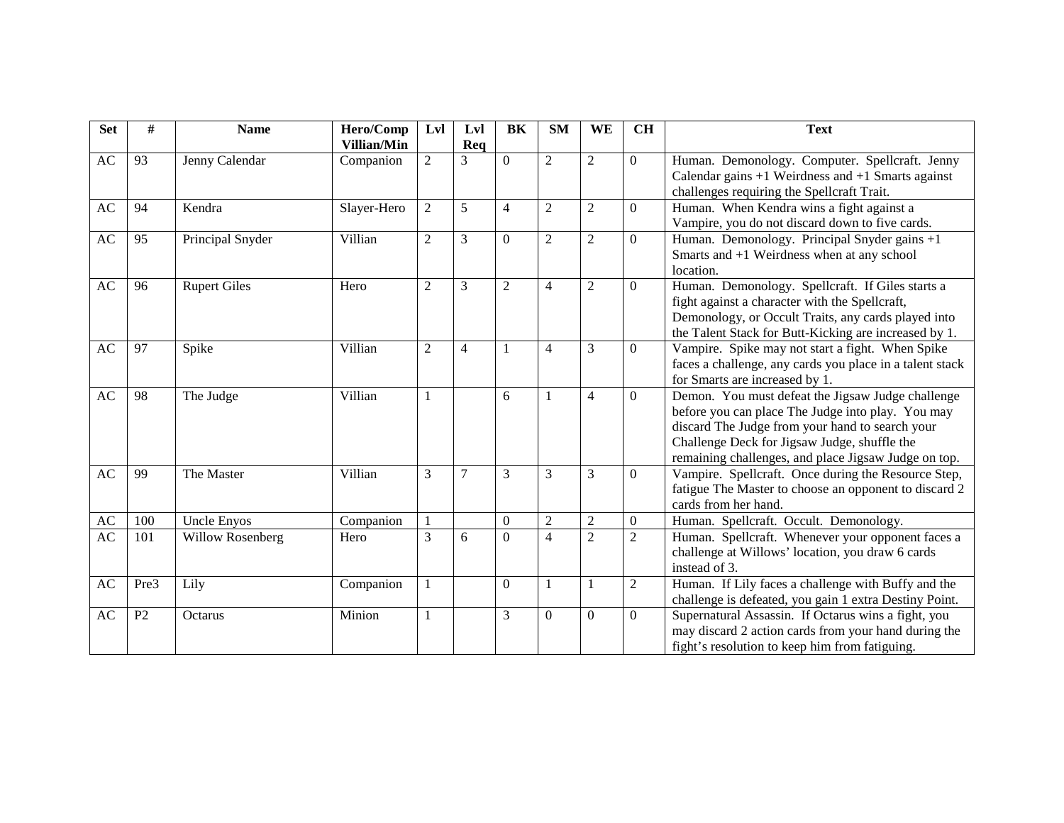| Set | # | Name | Hero/Comp Villian/Min | Lvl | Lvl Req | BK | SM | WE | CH | Text |
|---|---|---|---|---|---|---|---|---|---|---|
| AC | 93 | Jenny Calendar | Companion | 2 | 3 | 0 | 2 | 2 | 0 | Human. Demonology. Computer. Spellcraft. Jenny Calendar gains +1 Weirdness and +1 Smarts against challenges requiring the Spellcraft Trait. |
| AC | 94 | Kendra | Slayer-Hero | 2 | 5 | 4 | 2 | 2 | 0 | Human. When Kendra wins a fight against a Vampire, you do not discard down to five cards. |
| AC | 95 | Principal Snyder | Villian | 2 | 3 | 0 | 2 | 2 | 0 | Human. Demonology. Principal Snyder gains +1 Smarts and +1 Weirdness when at any school location. |
| AC | 96 | Rupert Giles | Hero | 2 | 3 | 2 | 4 | 2 | 0 | Human. Demonology. Spellcraft. If Giles starts a fight against a character with the Spellcraft, Demonology, or Occult Traits, any cards played into the Talent Stack for Butt-Kicking are increased by 1. |
| AC | 97 | Spike | Villian | 2 | 4 | 1 | 4 | 3 | 0 | Vampire. Spike may not start a fight. When Spike faces a challenge, any cards you place in a talent stack for Smarts are increased by 1. |
| AC | 98 | The Judge | Villian | 1 | | 6 | 1 | 4 | 0 | Demon. You must defeat the Jigsaw Judge challenge before you can place The Judge into play. You may discard The Judge from your hand to search your Challenge Deck for Jigsaw Judge, shuffle the remaining challenges, and place Jigsaw Judge on top. |
| AC | 99 | The Master | Villian | 3 | 7 | 3 | 3 | 3 | 0 | Vampire. Spellcraft. Once during the Resource Step, fatigue The Master to choose an opponent to discard 2 cards from her hand. |
| AC | 100 | Uncle Enyos | Companion | 1 | | 0 | 2 | 2 | 0 | Human. Spellcraft. Occult. Demonology. |
| AC | 101 | Willow Rosenberg | Hero | 3 | 6 | 0 | 4 | 2 | 2 | Human. Spellcraft. Whenever your opponent faces a challenge at Willows' location, you draw 6 cards instead of 3. |
| AC | Pre3 | Lily | Companion | 1 | | 0 | 1 | 1 | 2 | Human. If Lily faces a challenge with Buffy and the challenge is defeated, you gain 1 extra Destiny Point. |
| AC | P2 | Octarus | Minion | 1 | | 3 | 0 | 0 | 0 | Supernatural Assassin. If Octarus wins a fight, you may discard 2 action cards from your hand during the fight's resolution to keep him from fatiguing. |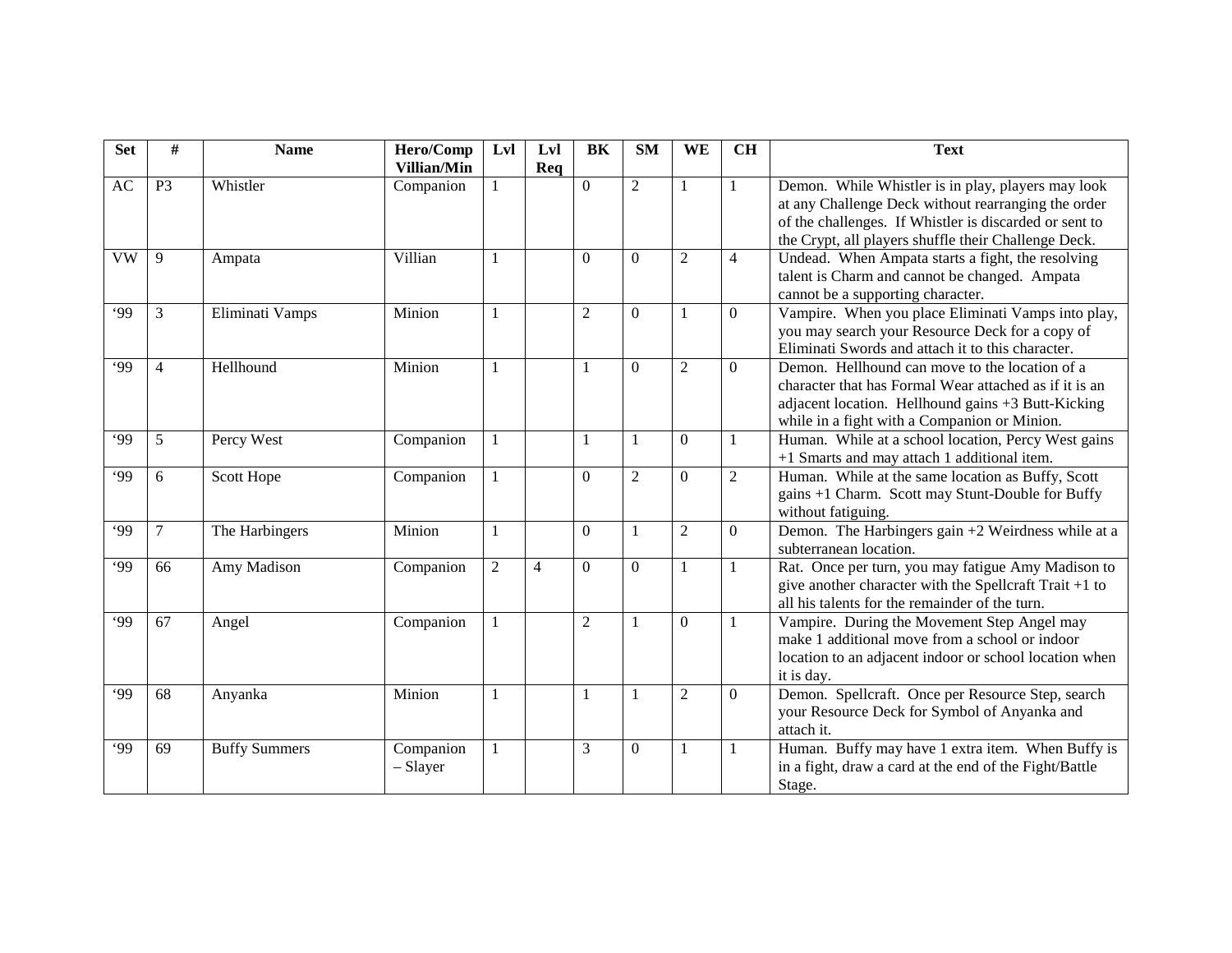| Set | # | Name | Hero/Comp Villian/Min | Lvl | Lvl Req | BK | SM | WE | CH | Text |
|---|---|---|---|---|---|---|---|---|---|---|
| AC | P3 | Whistler | Companion | 1 | | 0 | 2 | 1 | 1 | Demon. While Whistler is in play, players may look at any Challenge Deck without rearranging the order of the challenges. If Whistler is discarded or sent to the Crypt, all players shuffle their Challenge Deck. |
| VW | 9 | Ampata | Villian | 1 | | 0 | 0 | 2 | 4 | Undead. When Ampata starts a fight, the resolving talent is Charm and cannot be changed. Ampata cannot be a supporting character. |
| '99 | 3 | Eliminati Vamps | Minion | 1 | | 2 | 0 | 1 | 0 | Vampire. When you place Eliminati Vamps into play, you may search your Resource Deck for a copy of Eliminati Swords and attach it to this character. |
| '99 | 4 | Hellhound | Minion | 1 | | 1 | 0 | 2 | 0 | Demon. Hellhound can move to the location of a character that has Formal Wear attached as if it is an adjacent location. Hellhound gains +3 Butt-Kicking while in a fight with a Companion or Minion. |
| '99 | 5 | Percy West | Companion | 1 | | 1 | 1 | 0 | 1 | Human. While at a school location, Percy West gains +1 Smarts and may attach 1 additional item. |
| '99 | 6 | Scott Hope | Companion | 1 | | 0 | 2 | 0 | 2 | Human. While at the same location as Buffy, Scott gains +1 Charm. Scott may Stunt-Double for Buffy without fatiguing. |
| '99 | 7 | The Harbingers | Minion | 1 | | 0 | 1 | 2 | 0 | Demon. The Harbingers gain +2 Weirdness while at a subterranean location. |
| '99 | 66 | Amy Madison | Companion | 2 | 4 | 0 | 0 | 1 | 1 | Rat. Once per turn, you may fatigue Amy Madison to give another character with the Spellcraft Trait +1 to all his talents for the remainder of the turn. |
| '99 | 67 | Angel | Companion | 1 | | 2 | 1 | 0 | 1 | Vampire. During the Movement Step Angel may make 1 additional move from a school or indoor location to an adjacent indoor or school location when it is day. |
| '99 | 68 | Anyanka | Minion | 1 | | 1 | 1 | 2 | 0 | Demon. Spellcraft. Once per Resource Step, search your Resource Deck for Symbol of Anyanka and attach it. |
| '99 | 69 | Buffy Summers | Companion – Slayer | 1 | | 3 | 0 | 1 | 1 | Human. Buffy may have 1 extra item. When Buffy is in a fight, draw a card at the end of the Fight/Battle Stage. |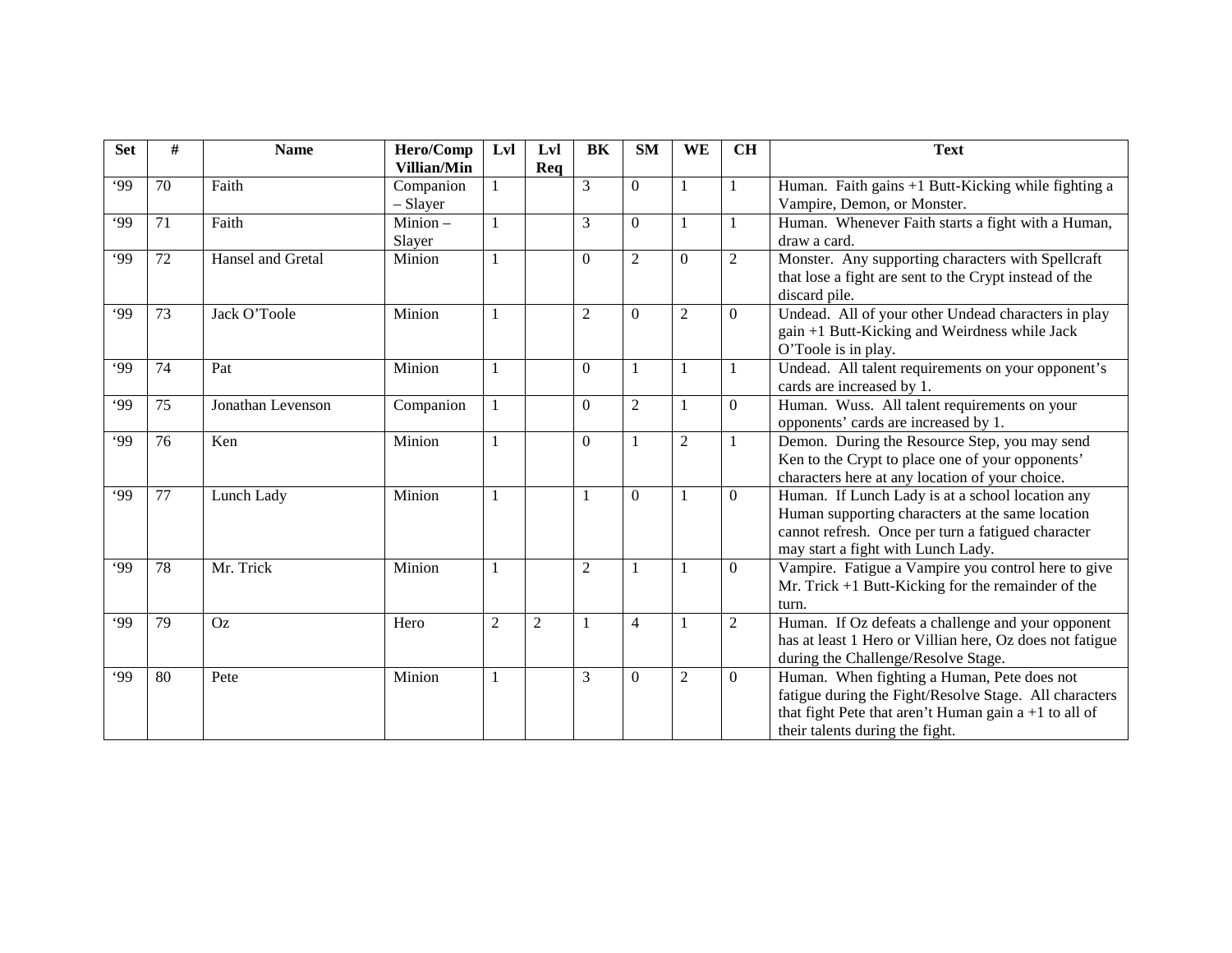| Set | # | Name | Hero/Comp Villian/Min | Lvl | Lvl Req | BK | SM | WE | CH | Text |
|---|---|---|---|---|---|---|---|---|---|---|
| '99 | 70 | Faith | Companion – Slayer | 1 | | 3 | 0 | 1 | 1 | Human. Faith gains +1 Butt-Kicking while fighting a Vampire, Demon, or Monster. |
| '99 | 71 | Faith | Minion – Slayer | 1 | | 3 | 0 | 1 | 1 | Human. Whenever Faith starts a fight with a Human, draw a card. |
| '99 | 72 | Hansel and Gretal | Minion | 1 | | 0 | 2 | 0 | 2 | Monster. Any supporting characters with Spellcraft that lose a fight are sent to the Crypt instead of the discard pile. |
| '99 | 73 | Jack O'Toole | Minion | 1 | | 2 | 0 | 2 | 0 | Undead. All of your other Undead characters in play gain +1 Butt-Kicking and Weirdness while Jack O'Toole is in play. |
| '99 | 74 | Pat | Minion | 1 | | 0 | 1 | 1 | 1 | Undead. All talent requirements on your opponent's cards are increased by 1. |
| '99 | 75 | Jonathan Levenson | Companion | 1 | | 0 | 2 | 1 | 0 | Human. Wuss. All talent requirements on your opponents' cards are increased by 1. |
| '99 | 76 | Ken | Minion | 1 | | 0 | 1 | 2 | 1 | Demon. During the Resource Step, you may send Ken to the Crypt to place one of your opponents' characters here at any location of your choice. |
| '99 | 77 | Lunch Lady | Minion | 1 | | 1 | 0 | 1 | 0 | Human. If Lunch Lady is at a school location any Human supporting characters at the same location cannot refresh. Once per turn a fatigued character may start a fight with Lunch Lady. |
| '99 | 78 | Mr. Trick | Minion | 1 | | 2 | 1 | 1 | 0 | Vampire. Fatigue a Vampire you control here to give Mr. Trick +1 Butt-Kicking for the remainder of the turn. |
| '99 | 79 | Oz | Hero | 2 | 2 | 1 | 4 | 1 | 2 | Human. If Oz defeats a challenge and your opponent has at least 1 Hero or Villian here, Oz does not fatigue during the Challenge/Resolve Stage. |
| '99 | 80 | Pete | Minion | 1 | | 3 | 0 | 2 | 0 | Human. When fighting a Human, Pete does not fatigue during the Fight/Resolve Stage. All characters that fight Pete that aren't Human gain a +1 to all of their talents during the fight. |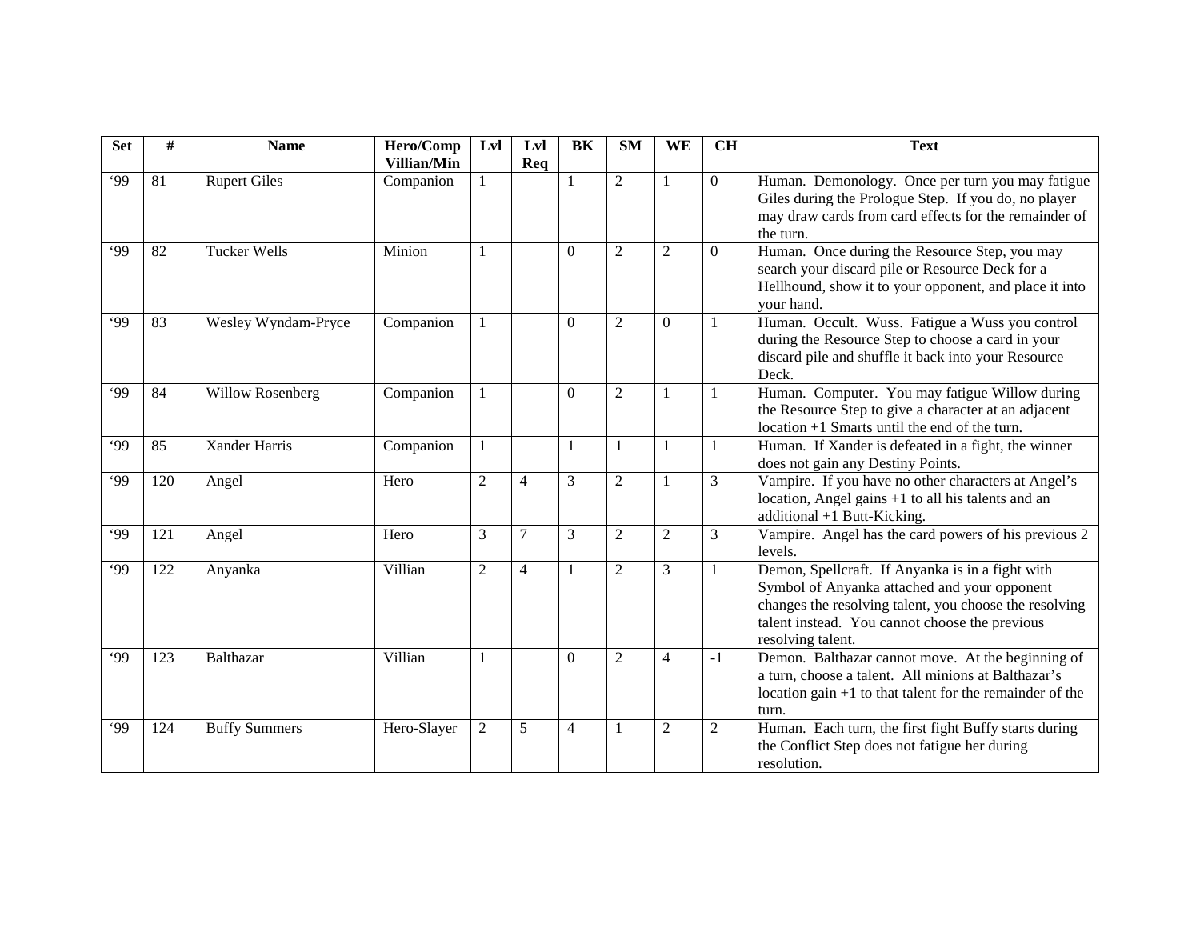| Set | # | Name | Hero/Comp Villian/Min | Lvl | Lvl Req | BK | SM | WE | CH | Text |
|---|---|---|---|---|---|---|---|---|---|---|
| '99 | 81 | Rupert Giles | Companion | 1 | | 1 | 2 | 1 | 0 | Human. Demonology. Once per turn you may fatigue Giles during the Prologue Step. If you do, no player may draw cards from card effects for the remainder of the turn. |
| '99 | 82 | Tucker Wells | Minion | 1 | | 0 | 2 | 2 | 0 | Human. Once during the Resource Step, you may search your discard pile or Resource Deck for a Hellhound, show it to your opponent, and place it into your hand. |
| '99 | 83 | Wesley Wyndam-Pryce | Companion | 1 | | 0 | 2 | 0 | 1 | Human. Occult. Wuss. Fatigue a Wuss you control during the Resource Step to choose a card in your discard pile and shuffle it back into your Resource Deck. |
| '99 | 84 | Willow Rosenberg | Companion | 1 | | 0 | 2 | 1 | 1 | Human. Computer. You may fatigue Willow during the Resource Step to give a character at an adjacent location +1 Smarts until the end of the turn. |
| '99 | 85 | Xander Harris | Companion | 1 | | 1 | 1 | 1 | 1 | Human. If Xander is defeated in a fight, the winner does not gain any Destiny Points. |
| '99 | 120 | Angel | Hero | 2 | 4 | 3 | 2 | 1 | 3 | Vampire. If you have no other characters at Angel's location, Angel gains +1 to all his talents and an additional +1 Butt-Kicking. |
| '99 | 121 | Angel | Hero | 3 | 7 | 3 | 2 | 2 | 3 | Vampire. Angel has the card powers of his previous 2 levels. |
| '99 | 122 | Anyanka | Villian | 2 | 4 | 1 | 2 | 3 | 1 | Demon, Spellcraft. If Anyanka is in a fight with Symbol of Anyanka attached and your opponent changes the resolving talent, you choose the resolving talent instead. You cannot choose the previous resolving talent. |
| '99 | 123 | Balthazar | Villian | 1 | | 0 | 2 | 4 | -1 | Demon. Balthazar cannot move. At the beginning of a turn, choose a talent. All minions at Balthazar's location gain +1 to that talent for the remainder of the turn. |
| '99 | 124 | Buffy Summers | Hero-Slayer | 2 | 5 | 4 | 1 | 2 | 2 | Human. Each turn, the first fight Buffy starts during the Conflict Step does not fatigue her during resolution. |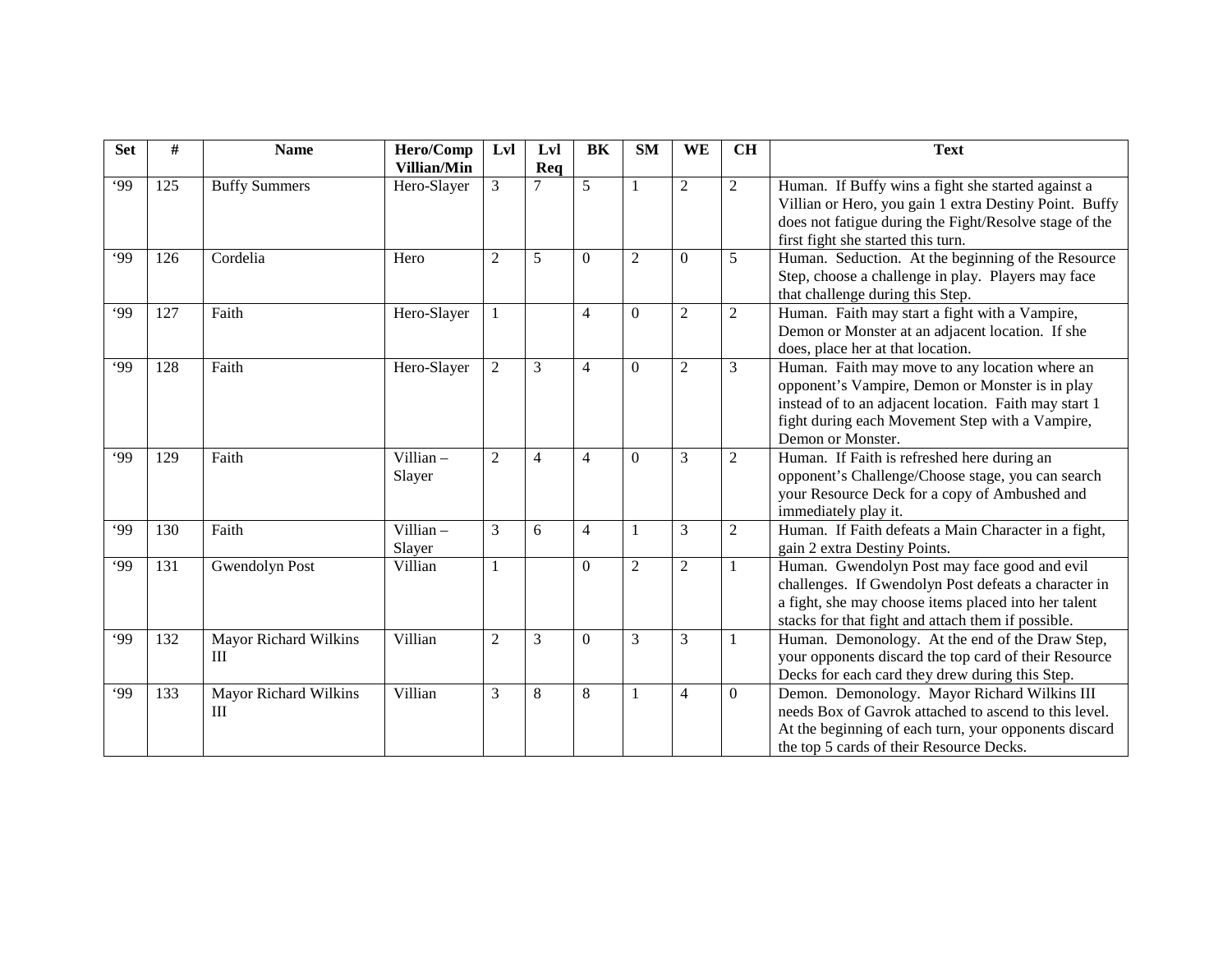| Set | # | Name | Hero/Comp Villian/Min | Lvl | Lvl Req | BK | SM | WE | CH | Text |
|---|---|---|---|---|---|---|---|---|---|---|
| '99 | 125 | Buffy Summers | Hero-Slayer | 3 | 7 | 5 | 1 | 2 | 2 | Human. If Buffy wins a fight she started against a Villian or Hero, you gain 1 extra Destiny Point. Buffy does not fatigue during the Fight/Resolve stage of the first fight she started this turn. |
| '99 | 126 | Cordelia | Hero | 2 | 5 | 0 | 2 | 0 | 5 | Human. Seduction. At the beginning of the Resource Step, choose a challenge in play. Players may face that challenge during this Step. |
| '99 | 127 | Faith | Hero-Slayer | 1 | | 4 | 0 | 2 | 2 | Human. Faith may start a fight with a Vampire, Demon or Monster at an adjacent location. If she does, place her at that location. |
| '99 | 128 | Faith | Hero-Slayer | 2 | 3 | 4 | 0 | 2 | 3 | Human. Faith may move to any location where an opponent's Vampire, Demon or Monster is in play instead of to an adjacent location. Faith may start 1 fight during each Movement Step with a Vampire, Demon or Monster. |
| '99 | 129 | Faith | Villian – Slayer | 2 | 4 | 4 | 0 | 3 | 2 | Human. If Faith is refreshed here during an opponent's Challenge/Choose stage, you can search your Resource Deck for a copy of Ambushed and immediately play it. |
| '99 | 130 | Faith | Villian – Slayer | 3 | 6 | 4 | 1 | 3 | 2 | Human. If Faith defeats a Main Character in a fight, gain 2 extra Destiny Points. |
| '99 | 131 | Gwendolyn Post | Villian | 1 | | 0 | 2 | 2 | 1 | Human. Gwendolyn Post may face good and evil challenges. If Gwendolyn Post defeats a character in a fight, she may choose items placed into her talent stacks for that fight and attach them if possible. |
| '99 | 132 | Mayor Richard Wilkins III | Villian | 2 | 3 | 0 | 3 | 3 | 1 | Human. Demonology. At the end of the Draw Step, your opponents discard the top card of their Resource Decks for each card they drew during this Step. |
| '99 | 133 | Mayor Richard Wilkins III | Villian | 3 | 8 | 8 | 1 | 4 | 0 | Demon. Demonology. Mayor Richard Wilkins III needs Box of Gavrok attached to ascend to this level. At the beginning of each turn, your opponents discard the top 5 cards of their Resource Decks. |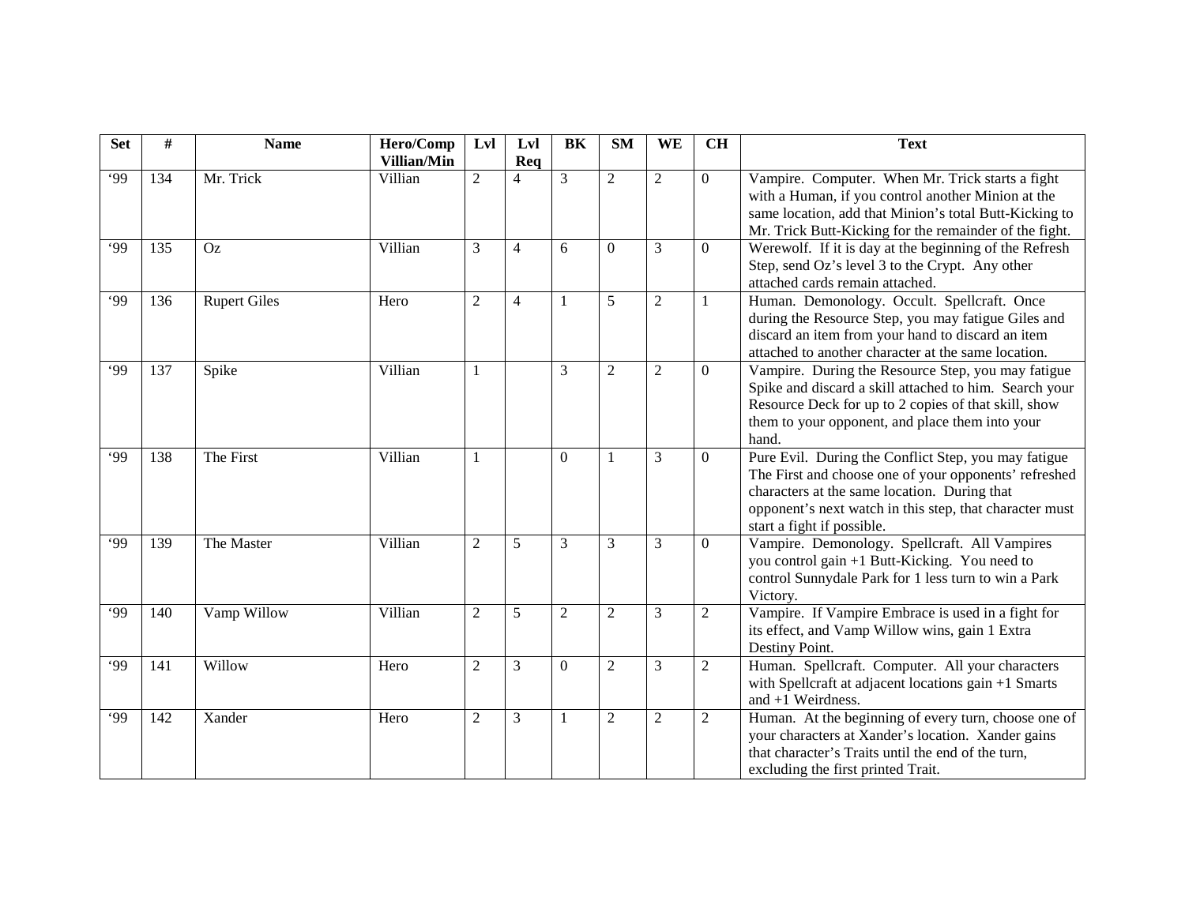| Set | # | Name | Hero/Comp Villian/Min | Lvl | Lvl Req | BK | SM | WE | CH | Text |
|---|---|---|---|---|---|---|---|---|---|---|
| '99 | 134 | Mr. Trick | Villian | 2 | 4 | 3 | 2 | 2 | 0 | Vampire. Computer. When Mr. Trick starts a fight with a Human, if you control another Minion at the same location, add that Minion's total Butt-Kicking to Mr. Trick Butt-Kicking for the remainder of the fight. |
| '99 | 135 | Oz | Villian | 3 | 4 | 6 | 0 | 3 | 0 | Werewolf. If it is day at the beginning of the Refresh Step, send Oz's level 3 to the Crypt. Any other attached cards remain attached. |
| '99 | 136 | Rupert Giles | Hero | 2 | 4 | 1 | 5 | 2 | 1 | Human. Demonology. Occult. Spellcraft. Once during the Resource Step, you may fatigue Giles and discard an item from your hand to discard an item attached to another character at the same location. |
| '99 | 137 | Spike | Villian | 1 | | 3 | 2 | 2 | 0 | Vampire. During the Resource Step, you may fatigue Spike and discard a skill attached to him. Search your Resource Deck for up to 2 copies of that skill, show them to your opponent, and place them into your hand. |
| '99 | 138 | The First | Villian | 1 | | 0 | 1 | 3 | 0 | Pure Evil. During the Conflict Step, you may fatigue The First and choose one of your opponents' refreshed characters at the same location. During that opponent's next watch in this step, that character must start a fight if possible. |
| '99 | 139 | The Master | Villian | 2 | 5 | 3 | 3 | 3 | 0 | Vampire. Demonology. Spellcraft. All Vampires you control gain +1 Butt-Kicking. You need to control Sunnydale Park for 1 less turn to win a Park Victory. |
| '99 | 140 | Vamp Willow | Villian | 2 | 5 | 2 | 2 | 3 | 2 | Vampire. If Vampire Embrace is used in a fight for its effect, and Vamp Willow wins, gain 1 Extra Destiny Point. |
| '99 | 141 | Willow | Hero | 2 | 3 | 0 | 2 | 3 | 2 | Human. Spellcraft. Computer. All your characters with Spellcraft at adjacent locations gain +1 Smarts and +1 Weirdness. |
| '99 | 142 | Xander | Hero | 2 | 3 | 1 | 2 | 2 | 2 | Human. At the beginning of every turn, choose one of your characters at Xander's location. Xander gains that character's Traits until the end of the turn, excluding the first printed Trait. |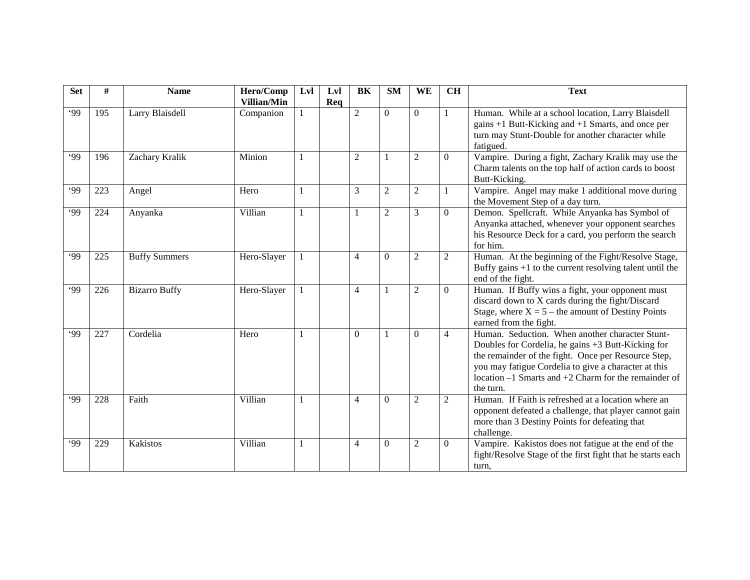| Set | # | Name | Hero/Comp Villian/Min | Lvl | Lvl Req | BK | SM | WE | CH | Text |
|---|---|---|---|---|---|---|---|---|---|---|
| '99 | 195 | Larry Blaisdell | Companion | 1 | | 2 | 0 | 0 | 1 | Human. While at a school location, Larry Blaisdell gains +1 Butt-Kicking and +1 Smarts, and once per turn may Stunt-Double for another character while fatigued. |
| '99 | 196 | Zachary Kralik | Minion | 1 | | 2 | 1 | 2 | 0 | Vampire. During a fight, Zachary Kralik may use the Charm talents on the top half of action cards to boost Butt-Kicking. |
| '99 | 223 | Angel | Hero | 1 | | 3 | 2 | 2 | 1 | Vampire. Angel may make 1 additional move during the Movement Step of a day turn. |
| '99 | 224 | Anyanka | Villian | 1 | | 1 | 2 | 3 | 0 | Demon. Spellcraft. While Anyanka has Symbol of Anyanka attached, whenever your opponent searches his Resource Deck for a card, you perform the search for him. |
| '99 | 225 | Buffy Summers | Hero-Slayer | 1 | | 4 | 0 | 2 | 2 | Human. At the beginning of the Fight/Resolve Stage, Buffy gains +1 to the current resolving talent until the end of the fight. |
| '99 | 226 | Bizarro Buffy | Hero-Slayer | 1 | | 4 | 1 | 2 | 0 | Human. If Buffy wins a fight, your opponent must discard down to X cards during the fight/Discard Stage, where X = 5 – the amount of Destiny Points earned from the fight. |
| '99 | 227 | Cordelia | Hero | 1 | | 0 | 1 | 0 | 4 | Human. Seduction. When another character Stunt-Doubles for Cordelia, he gains +3 Butt-Kicking for the remainder of the fight. Once per Resource Step, you may fatigue Cordelia to give a character at this location –1 Smarts and +2 Charm for the remainder of the turn. |
| '99 | 228 | Faith | Villian | 1 | | 4 | 0 | 2 | 2 | Human. If Faith is refreshed at a location where an opponent defeated a challenge, that player cannot gain more than 3 Destiny Points for defeating that challenge. |
| '99 | 229 | Kakistos | Villian | 1 | | 4 | 0 | 2 | 0 | Vampire. Kakistos does not fatigue at the end of the fight/Resolve Stage of the first fight that he starts each turn, |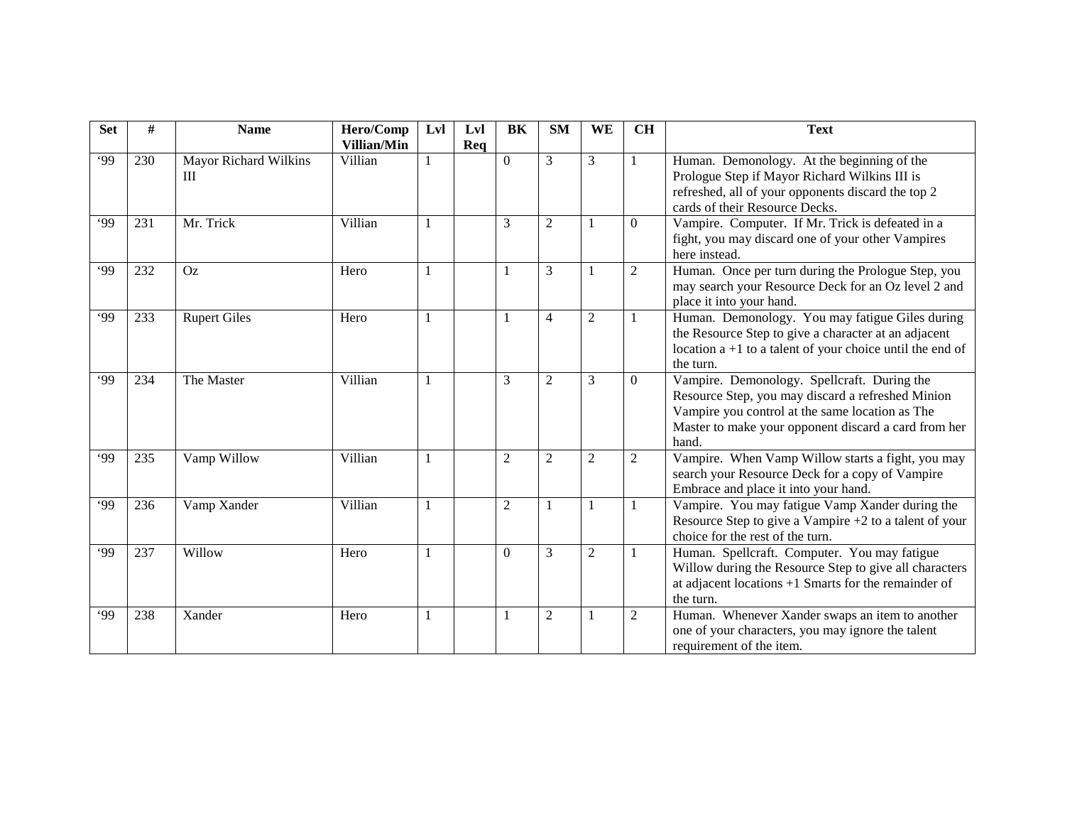| Set | # | Name | Hero/Comp Villian/Min | Lvl | Lvl Req | BK | SM | WE | CH | Text |
|---|---|---|---|---|---|---|---|---|---|---|
| '99 | 230 | Mayor Richard Wilkins III | Villian | 1 | | 0 | 3 | 3 | 1 | Human. Demonology. At the beginning of the Prologue Step if Mayor Richard Wilkins III is refreshed, all of your opponents discard the top 2 cards of their Resource Decks. |
| '99 | 231 | Mr. Trick | Villian | 1 | | 3 | 2 | 1 | 0 | Vampire. Computer. If Mr. Trick is defeated in a fight, you may discard one of your other Vampires here instead. |
| '99 | 232 | Oz | Hero | 1 | | 1 | 3 | 1 | 2 | Human. Once per turn during the Prologue Step, you may search your Resource Deck for an Oz level 2 and place it into your hand. |
| '99 | 233 | Rupert Giles | Hero | 1 | | 1 | 4 | 2 | 1 | Human. Demonology. You may fatigue Giles during the Resource Step to give a character at an adjacent location a +1 to a talent of your choice until the end of the turn. |
| '99 | 234 | The Master | Villian | 1 | | 3 | 2 | 3 | 0 | Vampire. Demonology. Spellcraft. During the Resource Step, you may discard a refreshed Minion Vampire you control at the same location as The Master to make your opponent discard a card from her hand. |
| '99 | 235 | Vamp Willow | Villian | 1 | | 2 | 2 | 2 | 2 | Vampire. When Vamp Willow starts a fight, you may search your Resource Deck for a copy of Vampire Embrace and place it into your hand. |
| '99 | 236 | Vamp Xander | Villian | 1 | | 2 | 1 | 1 | 1 | Vampire. You may fatigue Vamp Xander during the Resource Step to give a Vampire +2 to a talent of your choice for the rest of the turn. |
| '99 | 237 | Willow | Hero | 1 | | 0 | 3 | 2 | 1 | Human. Spellcraft. Computer. You may fatigue Willow during the Resource Step to give all characters at adjacent locations +1 Smarts for the remainder of the turn. |
| '99 | 238 | Xander | Hero | 1 | | 1 | 2 | 1 | 2 | Human. Whenever Xander swaps an item to another one of your characters, you may ignore the talent requirement of the item. |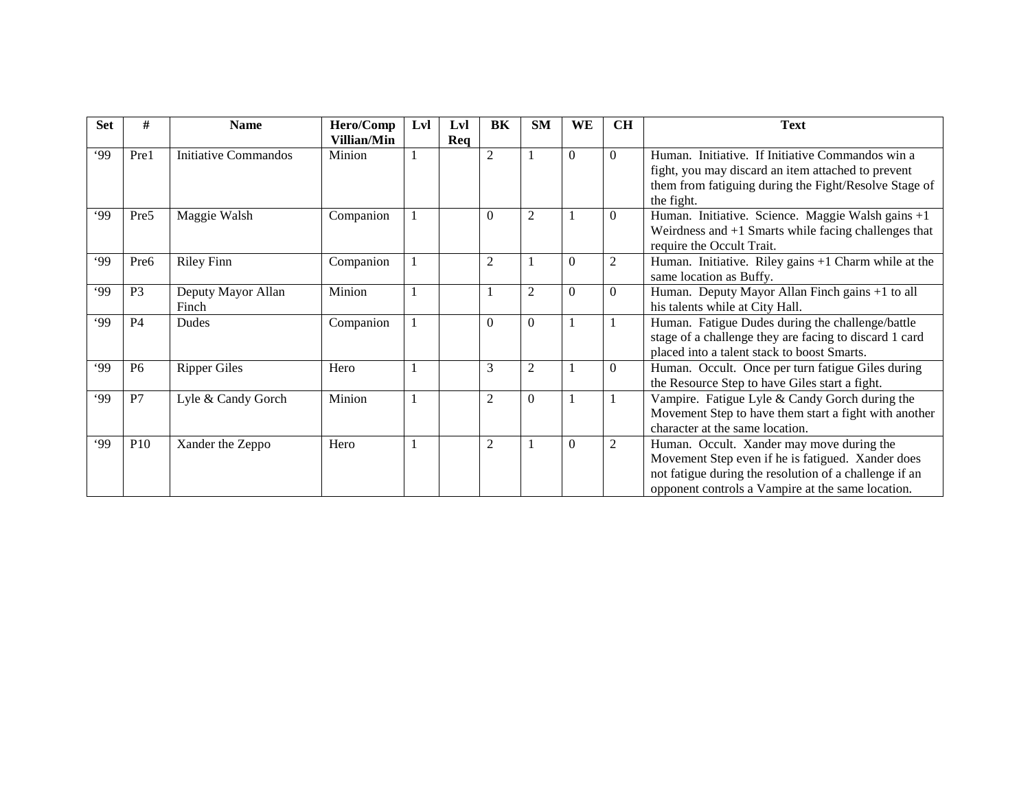| Set | # | Name | Hero/Comp Villian/Min | Lvl | Lvl Req | BK | SM | WE | CH | Text |
|---|---|---|---|---|---|---|---|---|---|---|
| '99 | Pre1 | Initiative Commandos | Minion | 1 | | 2 | 1 | 0 | 0 | Human. Initiative. If Initiative Commandos win a fight, you may discard an item attached to prevent them from fatiguing during the Fight/Resolve Stage of the fight. |
| '99 | Pre5 | Maggie Walsh | Companion | 1 | | 0 | 2 | 1 | 0 | Human. Initiative. Science. Maggie Walsh gains +1 Weirdness and +1 Smarts while facing challenges that require the Occult Trait. |
| '99 | Pre6 | Riley Finn | Companion | 1 | | 2 | 1 | 0 | 2 | Human. Initiative. Riley gains +1 Charm while at the same location as Buffy. |
| '99 | P3 | Deputy Mayor Allan Finch | Minion | 1 | | 1 | 2 | 0 | 0 | Human. Deputy Mayor Allan Finch gains +1 to all his talents while at City Hall. |
| '99 | P4 | Dudes | Companion | 1 | | 0 | 0 | 1 | 1 | Human. Fatigue Dudes during the challenge/battle stage of a challenge they are facing to discard 1 card placed into a talent stack to boost Smarts. |
| '99 | P6 | Ripper Giles | Hero | 1 | | 3 | 2 | 1 | 0 | Human. Occult. Once per turn fatigue Giles during the Resource Step to have Giles start a fight. |
| '99 | P7 | Lyle & Candy Gorch | Minion | 1 | | 2 | 0 | 1 | 1 | Vampire. Fatigue Lyle & Candy Gorch during the Movement Step to have them start a fight with another character at the same location. |
| '99 | P10 | Xander the Zeppo | Hero | 1 | | 2 | 1 | 0 | 2 | Human. Occult. Xander may move during the Movement Step even if he is fatigued. Xander does not fatigue during the resolution of a challenge if an opponent controls a Vampire at the same location. |